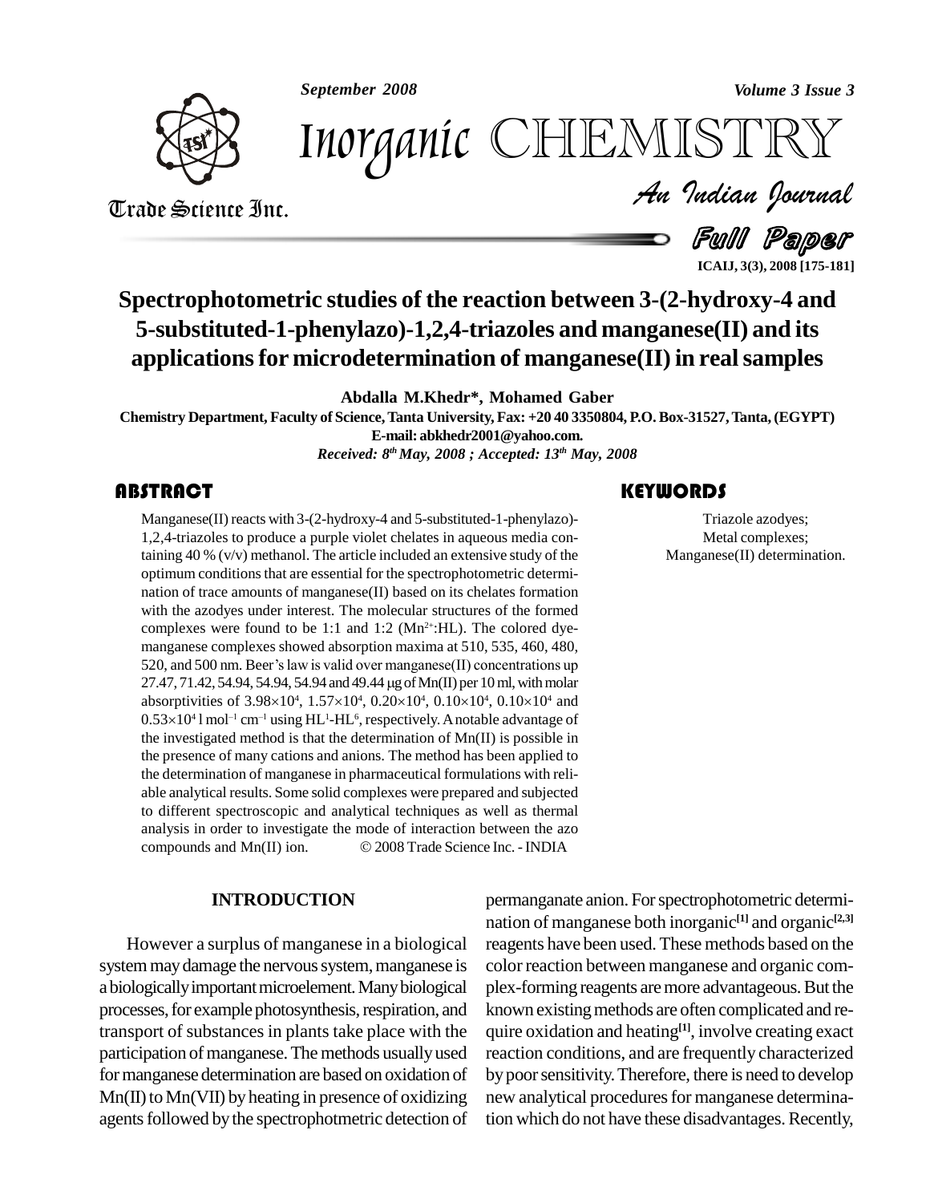# Spectrophotometric studies of the reaction between 3-(2-hydroxy-4 and 5-substituted-1-phenylazo)-1,2,4-triazoles and manganese(II) and its applications for microdetermination of manganese(II) in real samples

**Abdalla M.Khedr*, Mohamed Gaber**

**Chemistry Department, Faculty of Science, Tanta University, Fax: +20 40 3350804, P.O. Box-31527, Tanta, (EGYPT)**

**E-mail: abkhedr2001@yahoo.com.**

***Received: 8th May, 2008 ; Accepted: 13th May, 2008***

## ABSTRACT

Manganese(II) reacts with 3-(2-hydroxy-4 and 5-substituted-1-phenylazo)-1,2,4-triazoles to produce a purple violet chelates in aqueous media containing 40 % (v/v) methanol. The article included an extensive study of the optimum conditions that are essential for the spectrophotometric determination of trace amounts of manganese(II) based on its chelates formation with the azodyes under interest. The molecular structures of the formed complexes were found to be 1:1 and 1:2 ($Mn^{2+}$:HL). The colored dye-manganese complexes showed absorption maxima at 510, 535, 460, 480, 520, and 500 nm. Beer's law is valid over manganese(II) concentrations up 27.47, 71.42, 54.94, 54.94, 54.94 and 49.44 μg of Mn(II) per 10 ml, with molar absorptivities of $3.98\times10^4$, $1.57\times10^4$, $0.20\times10^4$, $0.10\times10^4$, $0.10\times10^4$ and $0.53\times10^4$ l mol$^{-1}$ cm$^{-1}$ using $HL^1$-$HL^6$, respectively. A notable advantage of the investigated method is that the determination of Mn(II) is possible in the presence of many cations and anions. The method has been applied to the determination of manganese in pharmaceutical formulations with reliable analytical results. Some solid complexes were prepared and subjected to different spectroscopic and analytical techniques as well as thermal analysis in order to investigate the mode of interaction between the azo compounds and Mn(II) ion. © 2008 Trade Science Inc. - INDIA

## KEYWORDS

Triazole azodyes;
Metal complexes;
Manganese(II) determination.

## INTRODUCTION

However a surplus of manganese in a biological system may damage the nervous system, manganese is a biologically important microelement. Many biological processes, for example photosynthesis, respiration, and transport of substances in plants take place with the participation of manganese. The methods usually used for manganese determination are based on oxidation of Mn(II) to Mn(VII) by heating in presence of oxidizing agents followed by the spectrophotmetric detection of permanganate anion. For spectrophotometric determination of manganese both inorganic[1] and organic[2,3] reagents have been used. These methods based on the color reaction between manganese and organic complex-forming reagents are more advantageous. But the known existing methods are often complicated and require oxidation and heating[1], involve creating exact reaction conditions, and are frequently characterized by poor sensitivity. Therefore, there is need to develop new analytical procedures for manganese determination which do not have these disadvantages. Recently,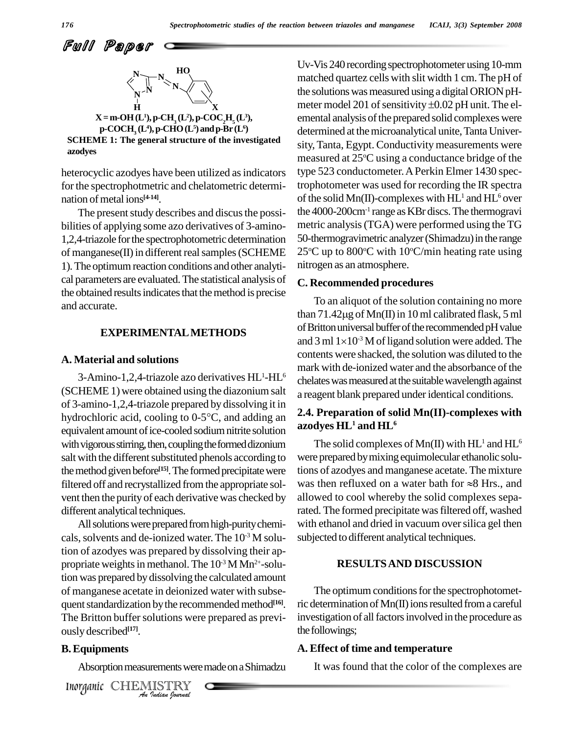X = m-OH (L[1]), p-CH$_3$ (L[2]), p-COC$_2$H$_5$ (L[3]), p-COCH$_3$ (L[4]), p-CHO (L[5]) and p-Br (L[6])

**SCHEME 1: The general structure of the investigated azodyes**

heterocyclic azodyes have been utilized as indicators for the spectrophotmetric and chelatometric determination of metal ions[4-14].

The present study describes and discus the possibilities of applying some azo derivatives of 3-amino-1,2,4-triazole for the spectrophotometric determination of manganese(II) in different real samples (SCHEME 1). The optimum reaction conditions and other analytical parameters are evaluated. The statistical analysis of the obtained results indicates that the method is precise and accurate.

## EXPERIMENTAL METHODS

### A. Material and solutions

3-Amino-1,2,4-triazole azo derivatives HL[1]-HL[6] (SCHEME 1) were obtained using the diazonium salt of 3-amino-1,2,4-triazole prepared by dissolving it in hydrochloric acid, cooling to 0-5°C, and adding an equivalent amount of ice-cooled sodium nitrite solution with vigorous stirring, then, coupling the formed dizonium salt with the different substituted phenols according to the method given before[15]. The formed precipitate were filtered off and recrystallized from the appropriate solvent then the purity of each derivative was checked by different analytical techniques.

All solutions were prepared from high-purity chemicals, solvents and de-ionized water. The $10^{-3}$ M solution of azodyes was prepared by dissolving their appropriate weights in methanol. The $10^{-3}$ M $Mn^{2+}$-solution was prepared by dissolving the calculated amount of manganese acetate in deionized water with subsequent standardization by the recommended method[16]. The Britton buffer solutions were prepared as previously described[17].

### B. Equipments

Absorption measurements were made on a Shimadzu Uv-Vis 240 recording spectrophotometer using 10-mm matched quartz cells with slit width 1 cm. The pH of the solutions was measured using a digital ORION pH-meter model 201 of sensitivity ±0.02 pH unit. The elemental analysis of the prepared solid complexes were determined at the microanalytical unite, Tanta University, Tanta, Egypt. Conductivity measurements were measured at 25°C using a conductance bridge of the type 523 conductometer. A Perkin Elmer 1430 spectrophotometer was used for recording the IR spectra of the solid Mn(II)-complexes with HL[1] and HL[6] over the 4000-200cm$^{-1}$ range as KBr discs. The thermogravimetric analysis (TGA) were performed using the TG 50-thermogravimetric analyzer (Shimadzu) in the range 25°C up to 800°C with 10°C/min heating rate using nitrogen as an atmosphere.

### C. Recommended procedures

To an aliquot of the solution containing no more than 71.42μg of Mn(II) in 10 ml calibrated flask, 5 ml of Britton universal buffer of the recommended pH value and 3 ml $1\times10^{-3}$ M of ligand solution were added. The contents were shacked, the solution was diluted to the mark with de-ionized water and the absorbance of the chelates was measured at the suitable wavelength against a reagent blank prepared under identical conditions.

### 2.4. Preparation of solid Mn(II)-complexes with azodyes HL[1] and HL[6]

The solid complexes of Mn(II) with HL[1] and HL[6] were prepared by mixing equimolecular ethanolic solutions of azodyes and manganese acetate. The mixture was then refluxed on a water bath for ≈8 Hrs., and allowed to cool whereby the solid complexes separated. The formed precipitate was filtered off, washed with ethanol and dried in vacuum over silica gel then subjected to different analytical techniques.

## RESULTS AND DISCUSSION

The optimum conditions for the spectrophotometric determination of Mn(II) ions resulted from a careful investigation of all factors involved in the procedure as the followings;

### A. Effect of time and temperature

It was found that the color of the complexes are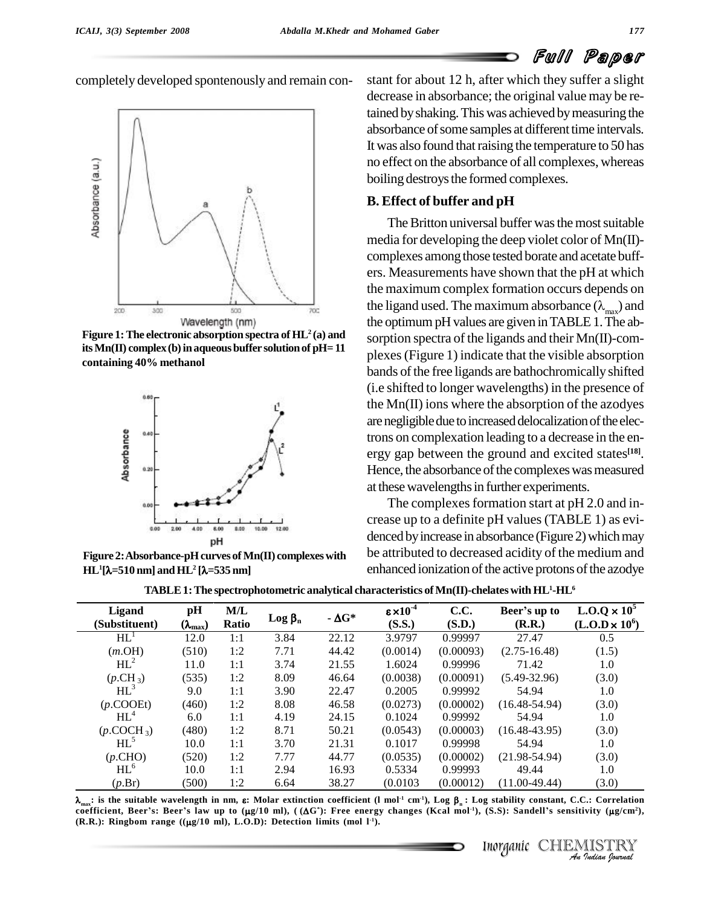completely developed spontenously and remain constant for about 12 h, after which they suffer a slight decrease in absorbance; the original value may be retained by shaking. This was achieved by measuring the absorbance of some samples at different time intervals. It was also found that raising the temperature to 50 has no effect on the absorbance of all complexes, whereas boiling destroys the formed complexes.

Figure 1: The electronic absorption spectra of $HL^2$ (a) and its Mn(II) complex (b) in aqueous buffer solution of pH= 11 containing 40% methanol

Figure 2: Absorbance-pH curves of Mn(II) complexes with $HL^1$[$\lambda$=510 nm] and $HL^2$ [$\lambda$=535 nm]

### B. Effect of buffer and pH

The Britton universal buffer was the most suitable media for developing the deep violet color of Mn(II)-complexes among those tested borate and acetate buffers. Measurements have shown that the pH at which the maximum complex formation occurs depends on the ligand used. The maximum absorbance ($\lambda_{max}$) and the optimum pH values are given in TABLE 1. The absorption spectra of the ligands and their Mn(II)-complexes (Figure 1) indicate that the visible absorption bands of the free ligands are bathochromically shifted (i.e shifted to longer wavelengths) in the presence of the Mn(II) ions where the absorption of the azodyes are negligible due to increased delocalization of the electrons on complexation leading to a decrease in the energy gap between the ground and excited states[18]. Hence, the absorbance of the complexes was measured at these wavelengths in further experiments.

The complexes formation start at pH 2.0 and increase up to a definite pH values (TABLE 1) as evidenced by increase in absorbance (Figure 2) which may be attributed to decreased acidity of the medium and enhanced ionization of the active protons of the azodye

TABLE 1: The spectrophotometric analytical characteristics of Mn(II)-chelates with $HL^1$-$HL^6$

| Ligand (Substituent) | pH ($\lambda_{max}$) | M/L Ratio | Log $\beta_n$ | - $\Delta G$* | $\varepsilon \times 10^{-4}$ (S.S.) | C.C. (S.D.) | Beer's up to (R.R.) | L.O.Q $\times 10^5$ (L.O.D $\times 10^6$) |
|---|---|---|---|---|---|---|---|---|
| $HL^1$ | 12.0 | 1:1 | 3.84 | 22.12 | 3.9797 | 0.99997 | 27.47 | 0.5 |
| (*m*.OH) | (510) | 1:2 | 7.71 | 44.42 | (0.0014) | (0.00093) | (2.75-16.48) | (1.5) |
| $HL^2$ | 11.0 | 1:1 | 3.74 | 21.55 | 1.6024 | 0.99996 | 71.42 | 1.0 |
| (*p*.$CH_3$) | (535) | 1:2 | 8.09 | 46.64 | (0.0038) | (0.00091) | (5.49-32.96) | (3.0) |
| $HL^3$ | 9.0 | 1:1 | 3.90 | 22.47 | 0.2005 | 0.99992 | 54.94 | 1.0 |
| (*p*.COOEt) | (460) | 1:2 | 8.08 | 46.58 | (0.0273) | (0.00002) | (16.48-54.94) | (3.0) |
| $HL^4$ | 6.0 | 1:1 | 4.19 | 24.15 | 0.1024 | 0.99992 | 54.94 | 1.0 |
| (*p*.$COCH_3$) | (480) | 1:2 | 8.71 | 50.21 | (0.0543) | (0.00003) | (16.48-43.95) | (3.0) |
| $HL^5$ | 10.0 | 1:1 | 3.70 | 21.31 | 0.1017 | 0.99998 | 54.94 | 1.0 |
| (*p*.CHO) | (520) | 1:2 | 7.77 | 44.77 | (0.0535) | (0.00002) | (21.98-54.94) | (3.0) |
| $HL^6$ | 10.0 | 1:1 | 2.94 | 16.93 | 0.5334 | 0.99993 | 49.44 | 1.0 |
| (*p*.Br) | (500) | 1:2 | 6.64 | 38.27 | (0.0103 | (0.00012) | (11.00-49.44) | (3.0) |

$\lambda_{max}$: is the suitable wavelength in nm, $\varepsilon$: Molar extinction coefficient (l $mol^{-1}$ $cm^{-1}$), Log $\beta_n$ : Log stability constant, C.C.: Correlation coefficient, Beer's: Beer's law up to ($\mu$g/10 ml), (($\Delta G^*$): Free energy changes (Kcal $mol^{-1}$), (S.S): Sandell's sensitivity ($\mu g/cm^2$), (R.R.): Ringbom range (($\mu$g/10 ml), L.O.D): Detection limits (mol $l^{-1}$).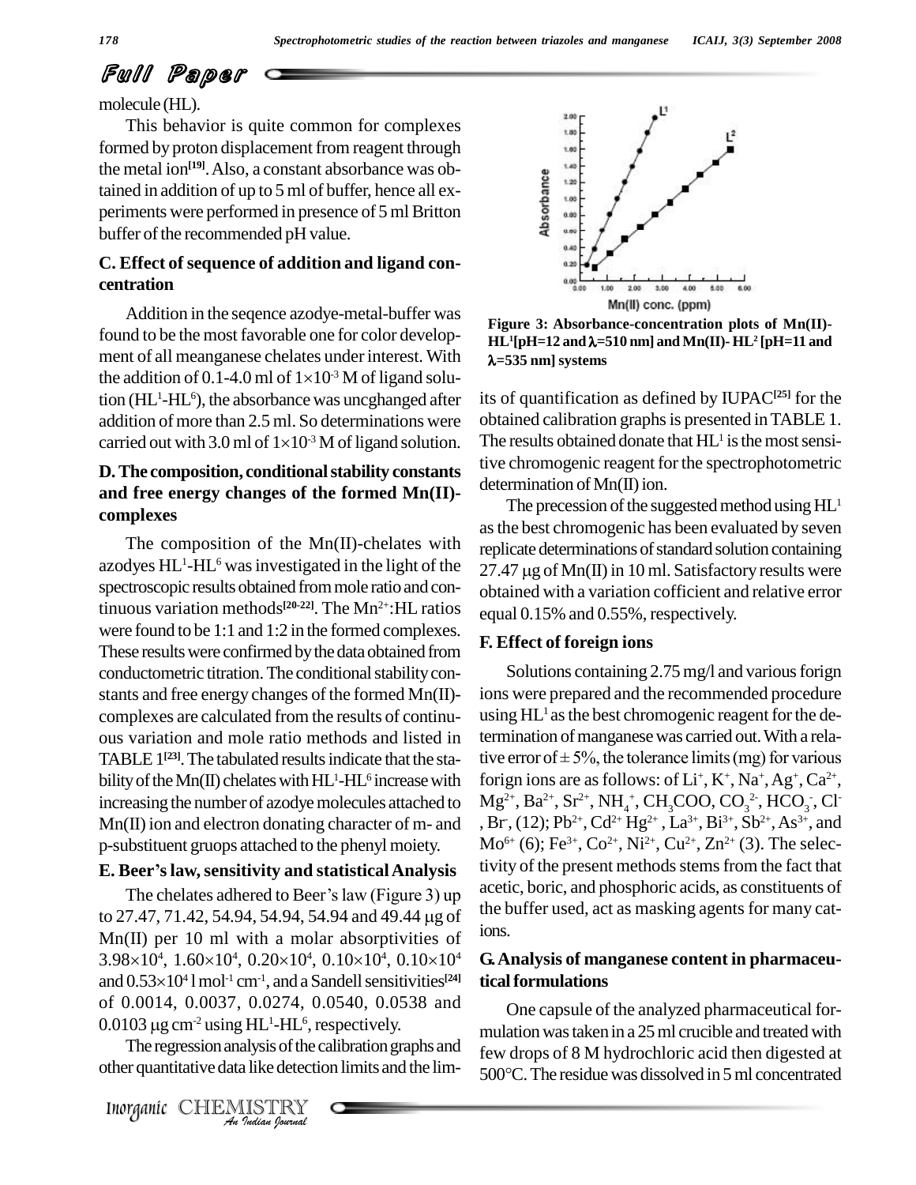molecule (HL).

This behavior is quite common for complexes formed by proton displacement from reagent through the metal ion[19]. Also, a constant absorbance was obtained in addition of up to 5 ml of buffer, hence all experiments were performed in presence of 5 ml Britton buffer of the recommended pH value.

### C. Effect of sequence of addition and ligand concentration

Addition in the seqence azodye-metal-buffer was found to be the most favorable one for color development of all meanganese chelates under interest. With the addition of 0.1-4.0 ml of $1\times10^{-3}$ M of ligand solution ($HL^1$-$HL^6$), the absorbance was uncghanged after addition of more than 2.5 ml. So determinations were carried out with 3.0 ml of $1\times10^{-3}$ M of ligand solution.

### D. The composition, conditional stability constants and free energy changes of the formed Mn(II)-complexes

The composition of the Mn(II)-chelates with azodyes $HL^1$-$HL^6$ was investigated in the light of the spectroscopic results obtained from mole ratio and continuous variation methods[20-22]. The $Mn^{2+}$:HL ratios were found to be 1:1 and 1:2 in the formed complexes. These results were confirmed by the data obtained from conductometric titration. The conditional stability constants and free energy changes of the formed Mn(II)-complexes are calculated from the results of continuous variation and mole ratio methods and listed in TABLE 1[23]. The tabulated results indicate that the stability of the Mn(II) chelates with $HL^1$-$HL^6$ increase with increasing the number of azodye molecules attached to Mn(II) ion and electron donating character of m- and p-substituent gruops attached to the phenyl moiety.

### E. Beer's law, sensitivity and statistical Analysis

The chelates adhered to Beer's law (Figure 3) up to 27.47, 71.42, 54.94, 54.94, 54.94 and 49.44 μg of Mn(II) per 10 ml with a molar absorptivities of $3.98\times10^4$, $1.60\times10^4$, $0.20\times10^4$, $0.10\times10^4$, $0.10\times10^4$ and $0.53\times10^4$ l mol$^{-1}$ cm$^{-1}$, and a Sandell sensitivities[24] of 0.0014, 0.0037, 0.0274, 0.0540, 0.0538 and 0.0103 μg cm$^{-2}$ using $HL^1$-$HL^6$, respectively.

The regression analysis of the calibration graphs and other quantitative data like detection limits and the limits of quantification as defined by IUPAC[25] for the obtained calibration graphs is presented in TABLE 1. The results obtained donate that $HL^1$ is the most sensitive chromogenic reagent for the spectrophotometric determination of Mn(II) ion.

**Figure 3: Absorbance-concentration plots of Mn(II)-$HL^1$[pH=12 and λ=510 nm] and Mn(II)- $HL^2$ [pH=11 and λ=535 nm] systems**

The precession of the suggested method using $HL^1$ as the best chromogenic has been evaluated by seven replicate determinations of standard solution containing 27.47 μg of Mn(II) in 10 ml. Satisfactory results were obtained with a variation cofficient and relative error equal 0.15% and 0.55%, respectively.

### F. Effect of foreign ions

Solutions containing 2.75 mg/l and various forign ions were prepared and the recommended procedure using $HL^1$ as the best chromogenic reagent for the determination of manganese was carried out. With a relative error of ± 5%, the tolerance limits (mg) for various forign ions are as follows: of $Li^+$, $K^+$, $Na^+$, $Ag^+$, $Ca^{2+}$, $Mg^{2+}$, $Ba^{2+}$, $Sr^{2+}$, $NH_4^+$, $CH_3COO$, $CO_3^{2-}$, $HCO_3^-$, $Cl^-$, $Br^-$, (12); $Pb^{2+}$, $Cd^{2+}$ $Hg^{2+}$, $La^{3+}$, $Bi^{3+}$, $Sb^{2+}$, $As^{3+}$, and $Mo^{6+}$ (6); $Fe^{3+}$, $Co^{2+}$, $Ni^{2+}$, $Cu^{2+}$, $Zn^{2+}$ (3). The selectivity of the present methods stems from the fact that acetic, boric, and phosphoric acids, as constituents of the buffer used, act as masking agents for many cations.

### G. Analysis of manganese content in pharmaceutical formulations

One capsule of the analyzed pharmaceutical formulation was taken in a 25 ml crucible and treated with few drops of 8 M hydrochloric acid then digested at 500°C. The residue was dissolved in 5 ml concentrated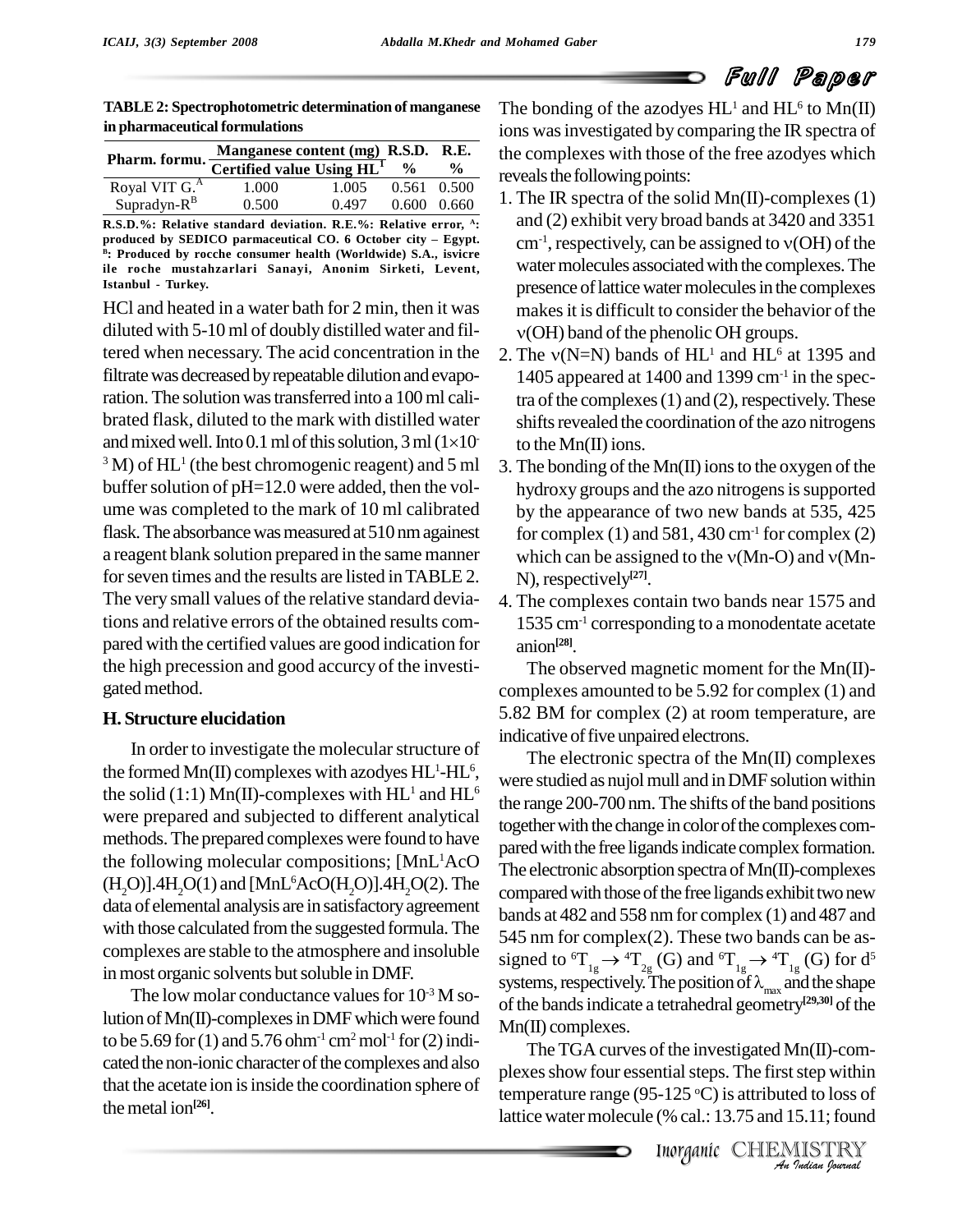**TABLE 2: Spectrophotometric determination of manganese in pharmaceutical formulations**

| Pharm. formu. | Manganese content (mg) | | R.S.D. | R.E. |
|---|---|---|---|---|
| | Certified value | Using $HL^1$ | % | % |
| Royal VIT G.[A] | 1.000 | 1.005 | 0.561 | 0.500 |
| Supradyn-R[B] | 0.500 | 0.497 | 0.600 | 0.660 |

**R.S.D.%: Relative standard deviation. R.E.%: Relative error, [A]: produced by SEDICO parmaceutical CO. 6 October city – Egypt. [B]: Produced by rocche consumer health (Worldwide) S.A., isvicre ile roche mustahzarlari Sanayi, Anonim Sirketi, Levent, Istanbul - Turkey.**

HCl and heated in a water bath for 2 min, then it was diluted with 5-10 ml of doubly distilled water and filtered when necessary. The acid concentration in the filtrate was decreased by repeatable dilution and evaporation. The solution was transferred into a 100 ml calibrated flask, diluted to the mark with distilled water and mixed well. Into 0.1 ml of this solution, 3 ml ($1\times10^{-3}$ M) of $HL^1$ (the best chromogenic reagent) and 5 ml buffer solution of pH=12.0 were added, then the volume was completed to the mark of 10 ml calibrated flask. The absorbance was measured at 510 nm against a reagent blank solution prepared in the same manner for seven times and the results are listed in TABLE 2. The very small values of the relative standard deviations and relative errors of the obtained results compared with the certified values are good indication for the high precession and good accurcy of the investigated method.

## H. Structure elucidation

In order to investigate the molecular structure of the formed Mn(II) complexes with azodyes $HL^1$-$HL^6$, the solid (1:1) Mn(II)-complexes with $HL^1$ and $HL^6$ were prepared and subjected to different analytical methods. The prepared complexes were found to have the following molecular compositions; $[MnL^1AcO(H_2O)].4H_2O$(1) and $[MnL^6AcO(H_2O)].4H_2O$(2). The data of elemental analysis are in satisfactory agreement with those calculated from the suggested formula. The complexes are stable to the atmosphere and insoluble in most organic solvents but soluble in DMF.

The low molar conductance values for $10^{-3}$ M solution of Mn(II)-complexes in DMF which were found to be 5.69 for (1) and 5.76 $ohm^{-1}\ cm^2\ mol^{-1}$ for (2) indicated the non-ionic character of the complexes and also that the acetate ion is inside the coordination sphere of the metal ion[26].

The bonding of the azodyes $HL^1$ and $HL^6$ to Mn(II) ions was investigated by comparing the IR spectra of the complexes with those of the free azodyes which reveals the following points:

1. The IR spectra of the solid Mn(II)-complexes (1) and (2) exhibit very broad bands at 3420 and 3351 $cm^{-1}$, respectively, can be assigned to $\nu$(OH) of the water molecules associated with the complexes. The presence of lattice water molecules in the complexes makes it is difficult to consider the behavior of the $\nu$(OH) band of the phenolic OH groups.
2. The $\nu$(N=N) bands of $HL^1$ and $HL^6$ at 1395 and 1405 appeared at 1400 and 1399 $cm^{-1}$ in the spectra of the complexes (1) and (2), respectively. These shifts revealed the coordination of the azo nitrogens to the Mn(II) ions.
3. The bonding of the Mn(II) ions to the oxygen of the hydroxy groups and the azo nitrogens is supported by the appearance of two new bands at 535, 425 for complex (1) and 581, 430 $cm^{-1}$ for complex (2) which can be assigned to the $\nu$(Mn-O) and $\nu$(Mn-N), respectively[27].
4. The complexes contain two bands near 1575 and 1535 $cm^{-1}$ corresponding to a monodentate acetate anion[28].

The observed magnetic moment for the Mn(II)-complexes amounted to be 5.92 for complex (1) and 5.82 BM for complex (2) at room temperature, are indicative of five unpaired electrons.

The electronic spectra of the Mn(II) complexes were studied as nujol mull and in DMF solution within the range 200-700 nm. The shifts of the band positions together with the change in color of the complexes compared with the free ligands indicate complex formation. The electronic absorption spectra of Mn(II)-complexes compared with those of the free ligands exhibit two new bands at 482 and 558 nm for complex (1) and 487 and 545 nm for complex(2). These two bands can be assigned to $^6T_{1g} \rightarrow {}^4T_{2g}$ (G) and $^6T_{1g} \rightarrow {}^4T_{1g}$ (G) for $d^5$ systems, respectively. The position of $\lambda_{max}$ and the shape of the bands indicate a tetrahedral geometry[29,30] of the Mn(II) complexes.

The TGA curves of the investigated Mn(II)-complexes show four essential steps. The first step within temperature range (95-125 °C) is attributed to loss of lattice water molecule (% cal.: 13.75 and 15.11; found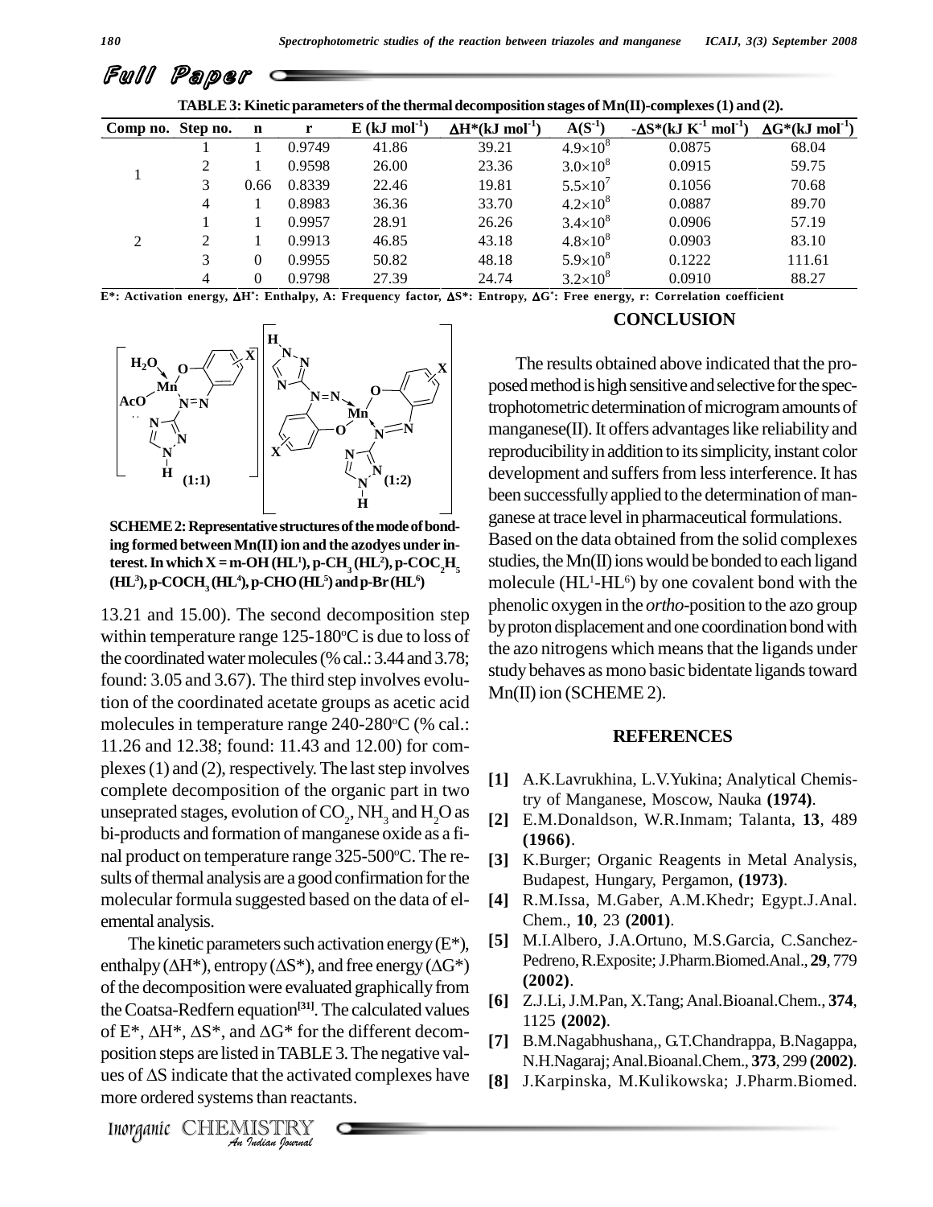## Full Paper

**TABLE 3: Kinetic parameters of the thermal decomposition stages of Mn(II)-complexes (1) and (2).**

| Comp no. | Step no. | n | r | E (kJ $mol^{-1}$) | $\Delta H^*$(kJ $mol^{-1}$) | A($S^{-1}$) | $-\Delta S^*$(kJ $K^{-1}$ $mol^{-1}$) | $\Delta G^*$(kJ $mol^{-1}$) |
|---|---|---|---|---|---|---|---|---|
| 1 | 1 | 1 | 0.9749 | 41.86 | 39.21 | $4.9\times10^8$ | 0.0875 | 68.04 |
| | 2 | 1 | 0.9598 | 26.00 | 23.36 | $3.0\times10^8$ | 0.0915 | 59.75 |
| | 3 | 0.66 | 0.8339 | 22.46 | 19.81 | $5.5\times10^7$ | 0.1056 | 70.68 |
| | 4 | 1 | 0.8983 | 36.36 | 33.70 | $4.2\times10^8$ | 0.0887 | 89.70 |
| 2 | 1 | 1 | 0.9957 | 28.91 | 26.26 | $3.4\times10^8$ | 0.0906 | 57.19 |
| | 2 | 1 | 0.9913 | 46.85 | 43.18 | $4.8\times10^8$ | 0.0903 | 83.10 |
| | 3 | 0 | 0.9955 | 50.82 | 48.18 | $5.9\times10^8$ | 0.1222 | 111.61 |
| | 4 | 0 | 0.9798 | 27.39 | 24.74 | $3.2\times10^8$ | 0.0910 | 88.27 |

E*: Activation energy, $\Delta H^*$: Enthalpy, A: Frequency factor, $\Delta S^*$: Entropy, $\Delta G^*$: Free energy, r: Correlation coefficient

**SCHEME 2: Representative structures of the mode of bonding formed between Mn(II) ion and the azodyes under interest. In which X = m-OH ($HL^1$), p-$CH_3$ ($HL^2$), p-$COC_2H_5$ ($HL^3$), p-$COCH_3$ ($HL^4$), p-CHO ($HL^5$) and p-Br ($HL^6$)**

13.21 and 15.00). The second decomposition step within temperature range 125-180°C is due to loss of the coordinated water molecules (% cal.: 3.44 and 3.78; found: 3.05 and 3.67). The third step involves evolution of the coordinated acetate groups as acetic acid molecules in temperature range 240-280°C (% cal.: 11.26 and 12.38; found: 11.43 and 12.00) for complexes (1) and (2), respectively. The last step involves complete decomposition of the organic part in two unseprated stages, evolution of $CO_2$, $NH_3$ and $H_2O$ as bi-products and formation of manganese oxide as a final product on temperature range 325-500°C. The results of thermal analysis are a good confirmation for the molecular formula suggested based on the data of elemental analysis.

The kinetic parameters such activation energy ($E^*$), enthalpy ($\Delta H^*$), entropy ($\Delta S^*$), and free energy ($\Delta G^*$) of the decomposition were evaluated graphically from the Coatsa-Redfern equation[31]. The calculated values of $E^*$, $\Delta H^*$, $\Delta S^*$, and $\Delta G^*$ for the different decomposition steps are listed in TABLE 3. The negative values of $\Delta S$ indicate that the activated complexes have more ordered systems than reactants.

## CONCLUSION

The results obtained above indicated that the proposed method is high sensitive and selective for the spectrophotometric determination of microgram amounts of manganese(II). It offers advantages like reliability and reproducibility in addition to its simplicity, instant color development and suffers from less interference. It has been successfully applied to the determination of manganese at trace level in pharmaceutical formulations. Based on the data obtained from the solid complexes studies, the Mn(II) ions would be bonded to each ligand molecule ($HL^1$-$HL^6$) by one covalent bond with the phenolic oxygen in the *ortho*-position to the azo group by proton displacement and one coordination bond with the azo nitrogens which means that the ligands under study behaves as mono basic bidentate ligands toward Mn(II) ion (SCHEME 2).

## REFERENCES

[1] A.K.Lavrukhina, L.V.Yukina; Analytical Chemistry of Manganese, Moscow, Nauka **(1974)**.

[2] E.M.Donaldson, W.R.Inmam; Talanta, **13**, 489 **(1966)**.

[3] K.Burger; Organic Reagents in Metal Analysis, Budapest, Hungary, Pergamon, **(1973)**.

[4] R.M.Issa, M.Gaber, A.M.Khedr; Egypt.J.Anal. Chem., **10**, 23 **(2001)**.

[5] M.I.Albero, J.A.Ortuno, M.S.Garcia, C.Sanchez-Pedreno, R.Exposite; J.Pharm.Biomed.Anal., **29**, 779 **(2002)**.

[6] Z.J.Li, J.M.Pan, X.Tang; Anal.Bioanal.Chem., **374**, 1125 **(2002)**.

[7] B.M.Nagabhushana,, G.T.Chandrappa, B.Nagappa, N.H.Nagaraj; Anal.Bioanal.Chem., **373**, 299 **(2002)**.

[8] J.Karpinska, M.Kulikowska; J.Pharm.Biomed.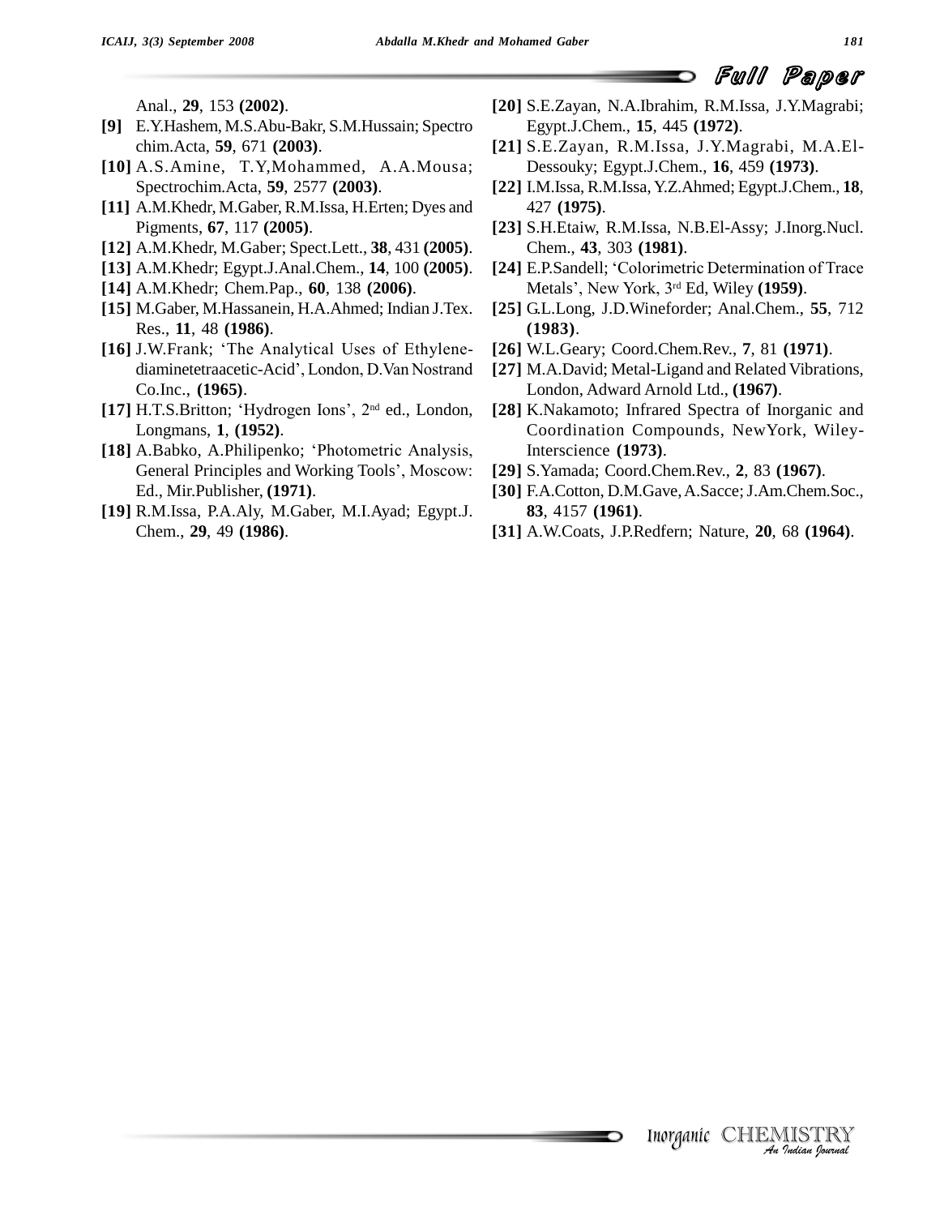Anal., **29**, 153 **(2002)**.

**[9]** E.Y.Hashem, M.S.Abu-Bakr, S.M.Hussain; Spectro chim.Acta, **59**, 671 **(2003)**.

**[10]** A.S.Amine, T.Y,Mohammed, A.A.Mousa; Spectrochim.Acta, **59**, 2577 **(2003)**.

**[11]** A.M.Khedr, M.Gaber, R.M.Issa, H.Erten; Dyes and Pigments, **67**, 117 **(2005)**.

**[12]** A.M.Khedr, M.Gaber; Spect.Lett., **38**, 431 **(2005)**.

**[13]** A.M.Khedr; Egypt.J.Anal.Chem., **14**, 100 **(2005)**.

**[14]** A.M.Khedr; Chem.Pap., **60**, 138 **(2006)**.

**[15]** M.Gaber, M.Hassanein, H.A.Ahmed; Indian J.Tex. Res., **11**, 48 **(1986)**.

**[16]** J.W.Frank; 'The Analytical Uses of Ethylene-diaminetetraacetic-Acid', London, D.Van Nostrand Co.Inc., **(1965)**.

**[17]** H.T.S.Britton; 'Hydrogen Ions', 2nd ed., London, Longmans, **1**, **(1952)**.

**[18]** A.Babko, A.Philipenko; 'Photometric Analysis, General Principles and Working Tools', Moscow: Ed., Mir.Publisher, **(1971)**.

**[19]** R.M.Issa, P.A.Aly, M.Gaber, M.I.Ayad; Egypt.J. Chem., **29**, 49 **(1986)**.

**[20]** S.E.Zayan, N.A.Ibrahim, R.M.Issa, J.Y.Magrabi; Egypt.J.Chem., **15**, 445 **(1972)**.

**[21]** S.E.Zayan, R.M.Issa, J.Y.Magrabi, M.A.El-Dessouky; Egypt.J.Chem., **16**, 459 **(1973)**.

**[22]** I.M.Issa, R.M.Issa, Y.Z.Ahmed; Egypt.J.Chem., **18**, 427 **(1975)**.

**[23]** S.H.Etaiw, R.M.Issa, N.B.El-Assy; J.Inorg.Nucl. Chem., **43**, 303 **(1981)**.

**[24]** E.P.Sandell; 'Colorimetric Determination of Trace Metals', New York, 3rd Ed, Wiley **(1959)**.

**[25]** G.L.Long, J.D.Wineforder; Anal.Chem., **55**, 712 **(1983)**.

**[26]** W.L.Geary; Coord.Chem.Rev., **7**, 81 **(1971)**.

**[27]** M.A.David; Metal-Ligand and Related Vibrations, London, Adward Arnold Ltd., **(1967)**.

**[28]** K.Nakamoto; Infrared Spectra of Inorganic and Coordination Compounds, NewYork, Wiley-Interscience **(1973)**.

**[29]** S.Yamada; Coord.Chem.Rev., **2**, 83 **(1967)**.

**[30]** F.A.Cotton, D.M.Gave, A.Sacce; J.Am.Chem.Soc., **83**, 4157 **(1961)**.

**[31]** A.W.Coats, J.P.Redfern; Nature, **20**, 68 **(1964)**.